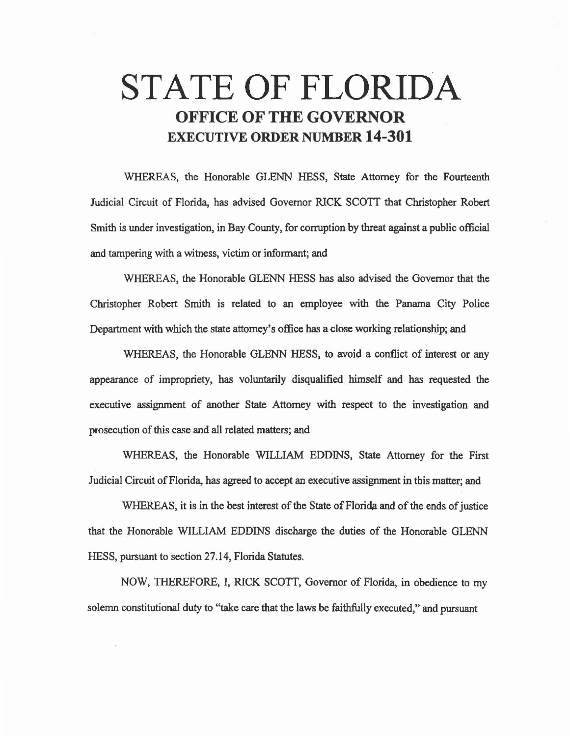# STATE OF FLORIDA
## OFFICE OF THE GOVERNOR
## EXECUTIVE ORDER NUMBER 14-301

WHEREAS, the Honorable GLENN HESS, State Attorney for the Fourteenth Judicial Circuit of Florida, has advised Governor RICK SCOTT that Christopher Robert Smith is under investigation, in Bay County, for corruption by threat against a public official and tampering with a witness, victim or informant; and

WHEREAS, the Honorable GLENN HESS has also advised the Governor that the Christopher Robert Smith is related to an employee with the Panama City Police Department with which the state attorney's office has a close working relationship; and

WHEREAS, the Honorable GLENN HESS, to avoid a conflict of interest or any appearance of impropriety, has voluntarily disqualified himself and has requested the executive assignment of another State Attorney with respect to the investigation and prosecution of this case and all related matters; and

WHEREAS, the Honorable WILLIAM EDDINS, State Attorney for the First Judicial Circuit of Florida, has agreed to accept an executive assignment in this matter; and

WHEREAS, it is in the best interest of the State of Florida and of the ends of justice that the Honorable WILLIAM EDDINS discharge the duties of the Honorable GLENN HESS, pursuant to section 27.14, Florida Statutes.

NOW, THEREFORE, I, RICK SCOTT, Governor of Florida, in obedience to my solemn constitutional duty to "take care that the laws be faithfully executed," and pursuant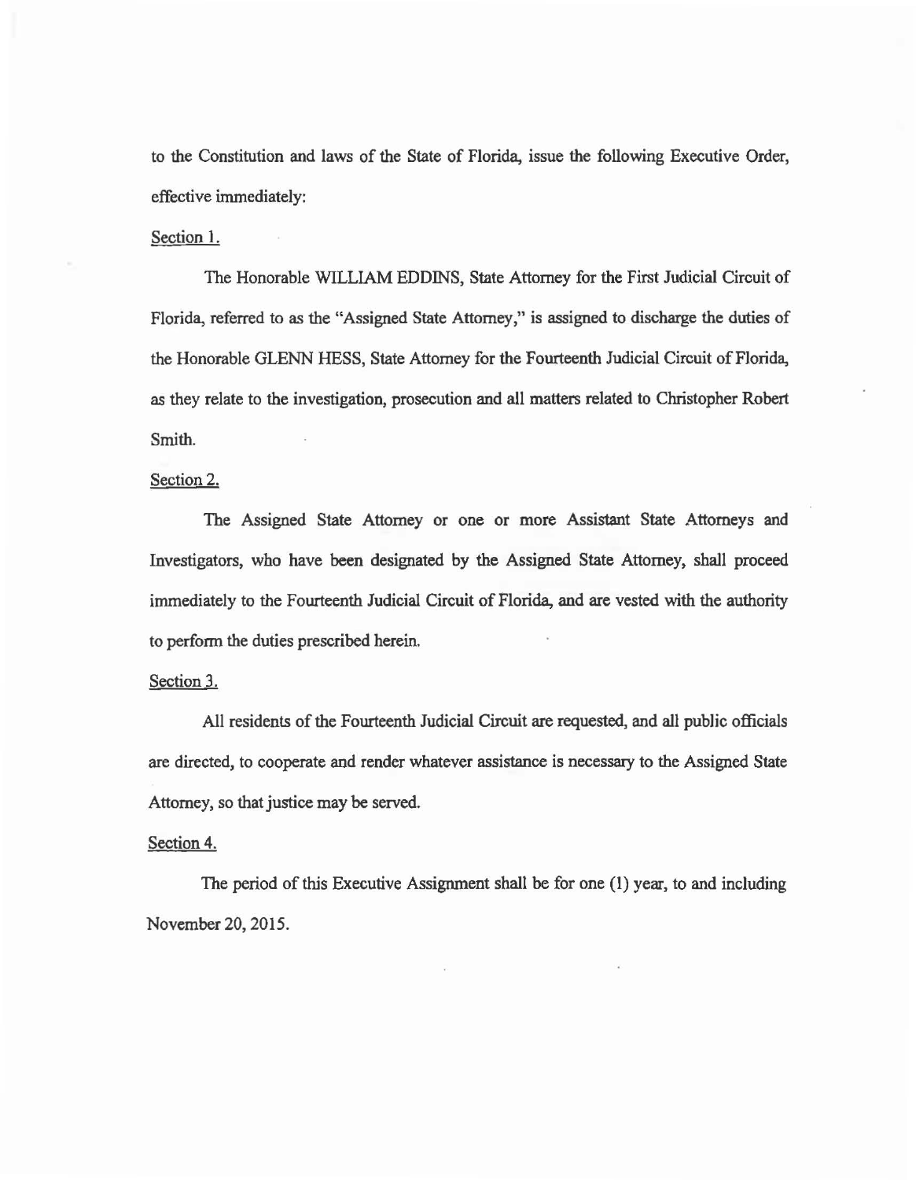to the Constitution and laws of the State of Florida, issue the following Executive Order, effective immediately:

Section 1.

The Honorable WILLIAM EDDINS, State Attorney for the First Judicial Circuit of Florida, referred to as the "Assigned State Attorney," is assigned to discharge the duties of the Honorable GLENN HESS, State Attorney for the Fourteenth Judicial Circuit of Florida, as they relate to the investigation, prosecution and all matters related to Christopher Robert Smith.

Section 2.

The Assigned State Attorney or one or more Assistant State Attorneys and Investigators, who have been designated by the Assigned State Attorney, shall proceed immediately to the Fourteenth Judicial Circuit of Florida, and are vested with the authority to perform the duties prescribed herein.

Section 3.

All residents of the Fourteenth Judicial Circuit are requested, and all public officials are directed, to cooperate and render whatever assistance is necessary to the Assigned State Attorney, so that justice may be served.

Section 4.

The period of this Executive Assignment shall be for one (1) year, to and including November 20, 2015.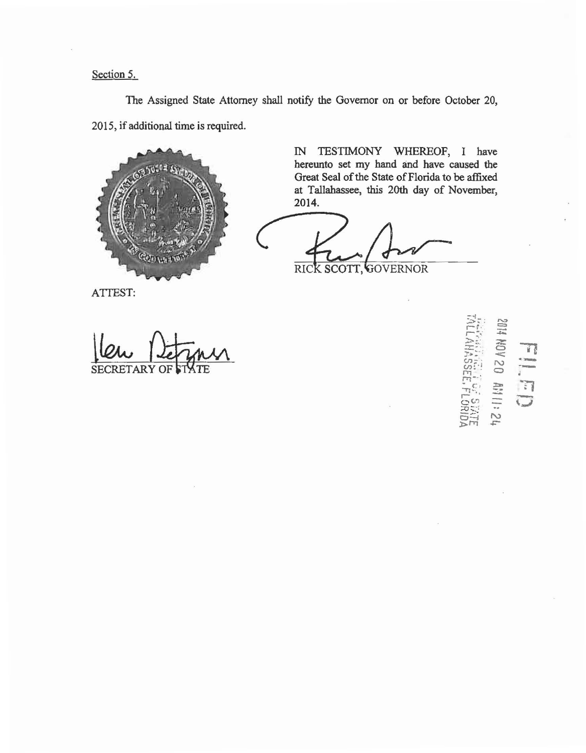Section 5.

The Assigned State Attorney shall notify the Governor on or before October 20, 2015, if additional time is required.

IN TESTIMONY WHEREOF, I have hereunto set my hand and have caused the Great Seal of the State of Florida to be affixed at Tallahassee, this 20th day of November, 2014.

RICK SCOTT, GOVERNOR

ATTEST:

SECRETARY OF STATE

FILED

2014 NOV 20 AM 11:24

SECRETARY OF STATE
TALLAHASSEE, FLORIDA